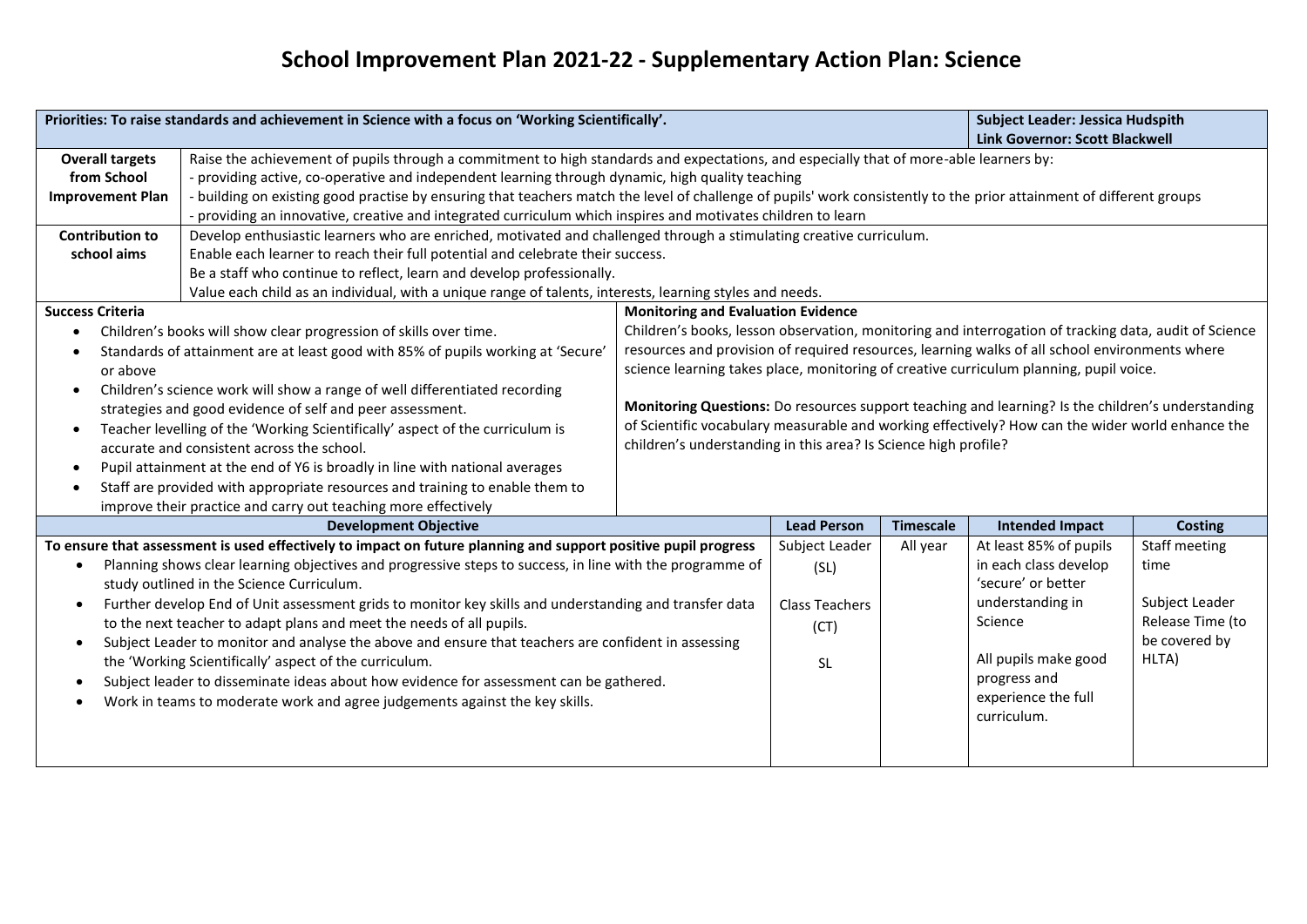# School Improvement Plan 2021-22 - Supplementary Action Plan: Science

| **Priorities: To raise standards and achievement in Science with a focus on 'Working Scientifically'.** | | **Subject Leader: Jessica Hudspith**<br>**Link Governor: Scott Blackwell** |
|---|---|---|
| **Overall targets from School Improvement Plan** | Raise the achievement of pupils through a commitment to high standards and expectations, and especially that of more-able learners by:<br>- providing active, co-operative and independent learning through dynamic, high quality teaching<br>- building on existing good practise by ensuring that teachers match the level of challenge of pupils' work consistently to the prior attainment of different groups<br>- providing an innovative, creative and integrated curriculum which inspires and motivates children to learn | |
| **Contribution to school aims** | Develop enthusiastic learners who are enriched, motivated and challenged through a stimulating creative curriculum.<br>Enable each learner to reach their full potential and celebrate their success.<br>Be a staff who continue to reflect, learn and develop professionally.<br>Value each child as an individual, with a unique range of talents, interests, learning styles and needs. | |

| **Success Criteria** | **Monitoring and Evaluation Evidence** |
|---|---|
| • Children's books will show clear progression of skills over time.<br>• Standards of attainment are at least good with 85% of pupils working at 'Secure' or above<br>• Children's science work will show a range of well differentiated recording strategies and good evidence of self and peer assessment.<br>• Teacher levelling of the 'Working Scientifically' aspect of the curriculum is accurate and consistent across the school.<br>• Pupil attainment at the end of Y6 is broadly in line with national averages<br>• Staff are provided with appropriate resources and training to enable them to improve their practice and carry out teaching more effectively | Children's books, lesson observation, monitoring and interrogation of tracking data, audit of Science resources and provision of required resources, learning walks of all school environments where science learning takes place, monitoring of creative curriculum planning, pupil voice.<br><br>**Monitoring Questions:** Do resources support teaching and learning? Is the children's understanding of Scientific vocabulary measurable and working effectively? How can the wider world enhance the children's understanding in this area? Is Science high profile? |

| **Development Objective** | **Lead Person** | **Timescale** | **Intended Impact** | **Costing** |
|---|---|---|---|---|
| **To ensure that assessment is used effectively to impact on future planning and support positive pupil progress**<br>• Planning shows clear learning objectives and progressive steps to success, in line with the programme of study outlined in the Science Curriculum.<br>• Further develop End of Unit assessment grids to monitor key skills and understanding and transfer data to the next teacher to adapt plans and meet the needs of all pupils.<br>• Subject Leader to monitor and analyse the above and ensure that teachers are confident in assessing the 'Working Scientifically' aspect of the curriculum.<br>• Subject leader to disseminate ideas about how evidence for assessment can be gathered.<br>• Work in teams to moderate work and agree judgements against the key skills. | Subject Leader (SL)<br><br>Class Teachers (CT)<br><br>SL | All year | At least 85% of pupils in each class develop 'secure' or better understanding in Science<br><br>All pupils make good progress and experience the full curriculum. | Staff meeting time<br><br>Subject Leader Release Time (to be covered by HLTA) |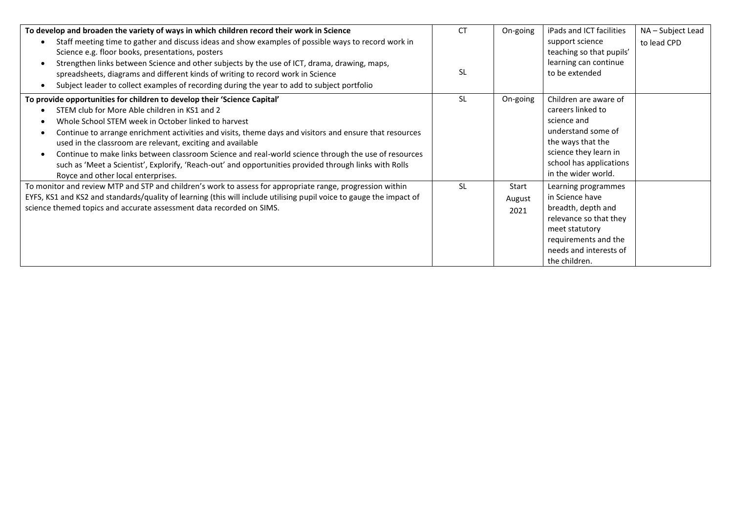| | | | | |
|---|---|---|---|---|
| **To develop and broaden the variety of ways in which children record their work in Science**<br>• Staff meeting time to gather and discuss ideas and show examples of possible ways to record work in Science e.g. floor books, presentations, posters<br>• Strengthen links between Science and other subjects by the use of ICT, drama, drawing, maps, spreadsheets, diagrams and different kinds of writing to record work in Science<br>• Subject leader to collect examples of recording during the year to add to subject portfolio | CT<br><br>SL | On-going | iPads and ICT facilities support science teaching so that pupils' learning can continue to be extended | NA – Subject Lead to lead CPD |
| **To provide opportunities for children to develop their 'Science Capital'**<br>• STEM club for More Able children in KS1 and 2<br>• Whole School STEM week in October linked to harvest<br>• Continue to arrange enrichment activities and visits, theme days and visitors and ensure that resources used in the classroom are relevant, exciting and available<br>• Continue to make links between classroom Science and real-world science through the use of resources such as 'Meet a Scientist', Explorify, 'Reach-out' and opportunities provided through links with Rolls Royce and other local enterprises. | SL | On-going | Children are aware of careers linked to science and understand some of the ways that the science they learn in school has applications in the wider world. | |
| To monitor and review MTP and STP and children's work to assess for appropriate range, progression within EYFS, KS1 and KS2 and standards/quality of learning (this will include utilising pupil voice to gauge the impact of science themed topics and accurate assessment data recorded on SIMS. | SL | Start August 2021 | Learning programmes in Science have breadth, depth and relevance so that they meet statutory requirements and the needs and interests of the children. | |